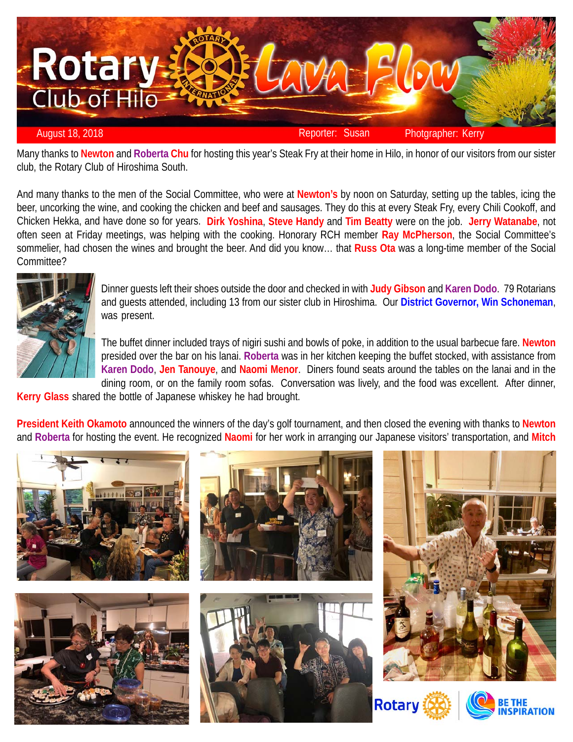# Rotary Club of Hilo — Lava Flow

August 18, 2018 | Reporter: Susan | Photgrapher: Kerry

Many thanks to **Newton** and **Roberta Chu** for hosting this year's Steak Fry at their home in Hilo, in honor of our visitors from our sister club, the Rotary Club of Hiroshima South.

And many thanks to the men of the Social Committee, who were at **Newton's** by noon on Saturday, setting up the tables, icing the beer, uncorking the wine, and cooking the chicken and beef and sausages. They do this at every Steak Fry, every Chili Cookoff, and Chicken Hekka, and have done so for years. **Dirk Yoshina**, **Steve Handy** and **Tim Beatty** were on the job. **Jerry Watanabe**, not often seen at Friday meetings, was helping with the cooking. Honorary RCH member **Ray McPherson**, the Social Committee's sommelier, had chosen the wines and brought the beer. And did you know… that **Russ Ota** was a long-time member of the Social Committee?

Dinner guests left their shoes outside the door and checked in with **Judy Gibson** and **Karen Dodo**. 79 Rotarians and guests attended, including 13 from our sister club in Hiroshima. Our **District Governor, Win Schoneman**, was present.

The buffet dinner included trays of nigiri sushi and bowls of poke, in addition to the usual barbecue fare. **Newton** presided over the bar on his lanai. **Roberta** was in her kitchen keeping the buffet stocked, with assistance from **Karen Dodo**, **Jen Tanouye**, and **Naomi Menor**. Diners found seats around the tables on the lanai and in the dining room, or on the family room sofas. Conversation was lively, and the food was excellent. After dinner, **Kerry Glass** shared the bottle of Japanese whiskey he had brought.

**President Keith Okamoto** announced the winners of the day's golf tournament, and then closed the evening with thanks to **Newton** and **Roberta** for hosting the event. He recognized **Naomi** for her work in arranging our Japanese visitors' transportation, and **Mitch**